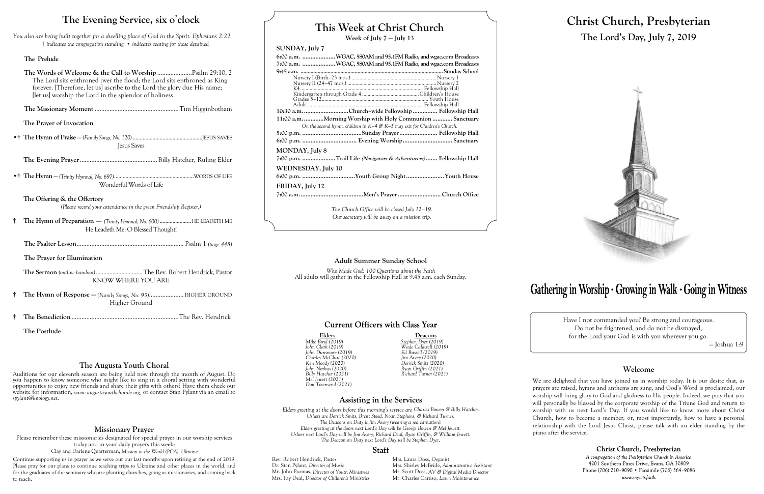## The Evening Service, six o'clock

*You also are being built together for a dwelling place of God in the Spirit. Ephesians 2:22*
*† indicates the congregation standing; • indicates seating for those detained*

**The Prelude**

**The Words of Welcome & the Call to Worship** .................... Psalm 29:10, 2
The Lord sits enthroned over the flood; the Lord sits enthroned as King forever. [Therefore, let us] ascribe to the Lord the glory due His name; [let us] worship the Lord in the splendor of holiness.

**The Missionary Moment** .................................................. Tim Higginbotham

**The Prayer of Invocation**

•† **The Hymn of Praise** — *(Family Songs, No. 120)* .................................................. JESUS SAVES
Jesus Saves

**The Evening Prayer** ............................................... Billy Hatcher, Ruling Elder

•† **The Hymn** — *(Trinity Hymnal, No. 697)* .................................................. WORDS OF LIFE
Wonderful Words of Life

**The Offering & the Offertory**
*(Please record your attendance in the green Friendship Register.)*

† **The Hymn of Preparation** — *(Trinity Hymnal, No. 600)* ...................... HE LEADETH ME
He Leadeth Me: O Blessed Thought!

**The Psalter Lesson** ................................................................ Psalm 1 *(page 448)*

**The Prayer for Illumination**

**The Sermon** *(outline handout)* ............................... The Rev. Robert Hendrick, Pastor
KNOW WHERE YOU ARE

† **The Hymn of Response** — *(Family Songs, No. 93)* ..................... HIGHER GROUND
Higher Ground

† **The Benediction** ................................................................ The Rev. Hendrick

**The Postlude**

### The Augusta Youth Choral

Auditions for our eleventh season are being held now through the month of August. Do you happen to know someone who might like to sing in a choral setting with wonderful opportunities to enjoy new friends and share their gifts with others? Have them check our website for information, *www.augustayouthchorale.org*, or contact Stan Pylant via an email to *spylant@knology.net*.

### Missionary Prayer

Please remember these missionaries designated for special prayer in our worship services today and in your daily prayers this week:
Clay and Darlene Quarterman, *Mission to the World (PCA), Ukraine*

Continue supporting us in prayer as we serve out our last months upon retiring at the end of 2019. Please pray for our plans to continue teaching trips to Ukraine and other places in the world, and for the graduates of the seminary who are planting churches, going as missionaries, and coming back to teach.

## This Week at Christ Church

**Week of July 7 — July 13**

**SUNDAY, July 7**

6:00 a.m. .................... WGAC, 580AM and 95.1FM Radio, and wgac.com Broadcasts
7:00 a.m. .................... WGAC, 580AM and 95.1FM Radio, and wgac.com Broadcasts
9:45 a.m. ............................................................................ Sunday School
- Nursery I (Birth–23 mos.) ........................................ Nursery 1
- Nursery II (24–47 mos.) ........................................ Nursery 2
- K4 ........................................ Fellowship Hall
- Kindergarten through Grade 4 ........................................ Children's House
- Grades 5–12 ........................................ Youth House
- Adult ........................................ Fellowship Hall

10:30 a.m. .......................... Church-wide Fellowship ............... Fellowship Hall
11:00 a.m. ............ Morning Worship with Holy Communion ............ Sanctuary
*On the second hymn, children in K–4 & K–5 may exit for Children's Church.*
5:00 p.m. .................................... Sunday Prayer ...................... Fellowship Hall
6:00 p.m. ................................. Evening Worship ............................. Sanctuary

**MONDAY, July 8**

7:00 p.m. .................... Trail Life *(Navigators & Adventurers)* ....... Fellowship Hall

**WEDNESDAY, July 10**

6:00 p.m. ................................ Youth Group Night ...................... Youth House

**FRIDAY, July 12**

7:00 a.m. ...................................... Men's Prayer ......................... Church Office

*The Church Office will be closed July 12–19.*
*Our secretary will be away on a mission trip.*

### Adult Summer Sunday School

*Who Made God: 100 Questions about the Faith*
All adults will gather in the Fellowship Hall at 9:45 a.m. each Sunday.

### Current Officers with Class Year

| Elders | Deacons |
|---|---|
| Mike Boyd (2019) | Stephen Dyer (2019) |
| John Clark (2019) | Wade Caldwell (2019) |
| John Dunsmore (2019) | Ed Russell (2019) |
| Charles McClure (2020) | Jim Avery (2020) |
| Ken Moody (2020) | Derrick Smits (2020) |
| John Nonkus (2020) | Ryan Griffin (2021) |
| Billy Hatcher (2021) | Richard Turner (2021) |
| Mel Jewett (2021) | |
| Don Townsend (2021) | |

### Assisting in the Services

*Elders greeting at the doors before this morning's service are Charles Bowen & Billy Hatcher.*
*Ushers are Derrick Smits, Brent Steed, Noah Stephens, & Richard Turner.*
*The Deacons on Duty is Jim Avery (wearing a red carnation).*
*Elders greeting at the doors next Lord's Day will be George Bowen & Mel Jewett.*
*Ushers next Lord's Day will be Jim Avery, Richard Deal, Ryan Griffin, & William Jewett.*
*The Deacon on Duty next Lord's Day will be Stephen Dyer.*

### Staff

| | |
|---|---|
| Rev. Robert Hendrick, *Pastor* | Mrs. Laura Doss, *Organist* |
| Dr. Stan Pylant, *Director of Music* | Mrs. Shirley McBride, *Administrative Assistant* |
| Mr. John Psomas, *Director of Youth Ministries* | Mr. Scott Doss, *AV & Digital Media Director* |
| Mrs. Fay Deal, *Director of Children's Ministries* | Mr. Charles Caruso, *Lawn Maintenance* |

# Christ Church, Presbyterian

## The Lord's Day, July 7, 2019

**Gathering in Worship • Growing in Walk • Going in Witness**

Have I not commanded you? Be strong and courageous.
Do not be frightened, and do not be dismayed,
for the Lord your God is with you wherever you go.
— Joshua 1:9

### Welcome

We are delighted that you have joined us in worship today. It is our desire that, as prayers are raised, hymns and anthems are sung, and God's Word is proclaimed, our worship will bring glory to God and gladness to His people. Indeed, we pray that you will personally be blessed by the corporate worship of the Triune God and return to worship with us next Lord's Day. If you would like to know more about Christ Church, how to become a member, or, most importantly, how to have a personal relationship with the Lord Jesus Christ, please talk with an elder standing by the piano after the service.

**Christ Church, Presbyterian**
*A congregation of the Presbyterian Church in America*
4201 Southern Pines Drive, Evans, GA 30809
Phone (706) 210-9090 • Facsimile (706) 364-9086
*www.myccp.faith*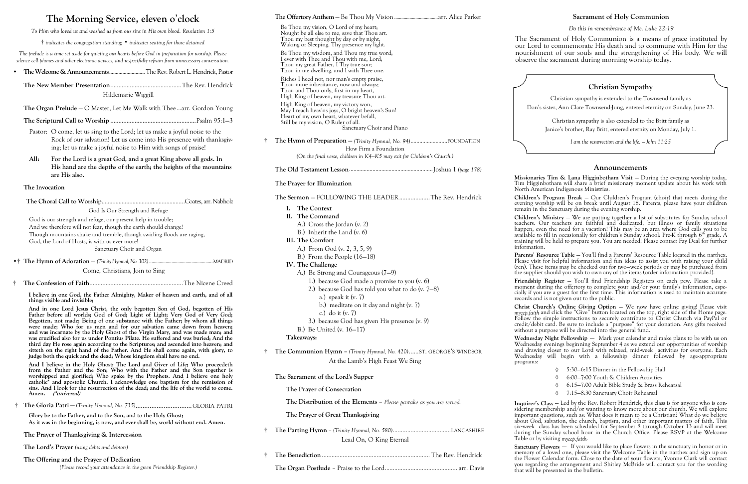# The Morning Service, eleven o'clock

*To Him who loved us and washed us from our sins in His own blood. Revelation 1:5*

*† indicates the congregation standing; • indicates seating for those detained*

*The prelude is a time set aside for quieting our hearts before God in preparation for worship. Please silence cell phones and other electronic devices, and respectfully refrain from unnecessary conversation.*

• **The Welcome & Announcements** ........................ The Rev. Robert L. Hendrick, Pastor

**The New Member Presentation** ........................................ The Rev. Hendrick

Hildemarie Wiggill

**The Organ Prelude** — O Master, Let Me Walk with Thee ... arr. Gordon Young

**The Scriptural Call to Worship** .................................................. Psalm 95:1—3

Pastor: O come, let us sing to the Lord; let us make a joyful noise to the Rock of our salvation! Let us come into His presence with thanksgiving; let us make a joyful noise to Him with songs of praise!

**All: For the Lord is a great God, and a great King above all gods. In His hand are the depths of the earth; the heights of the mountains are His also.**

**The Invocation**

**The Choral Call to Worship** .................................................. Coates, arr. Nabholz

God Is Our Strength and Refuge

God is our strength and refuge, our present help in trouble;
And we therefore will not fear, though the earth should change!
Though mountains shake and tremble, though swirling floods are raging,
God, the Lord of Hosts, is with us ever more!

Sanctuary Choir and Organ

•† **The Hymn of Adoration** — *(Trinity Hymnal, No. 302)* .................................................. MADRID

Come, Christians, Join to Sing

† **The Confession of Faith** .................................................. The Nicene Creed

**I believe in one God, the Father Almighty, Maker of heaven and earth, and of all things visible and invisible;**

**And in one Lord Jesus Christ, the only begotten Son of God, begotten of His Father before all worlds; God of God; Light of Light; Very God of Very God; Begotten, not made; Being of one substance with the Father; by whom all things were made; Who for us men and for our salvation came down from heaven; and was incarnate by the Holy Ghost of the Virgin Mary, and was made man; and was crucified also for us under Pontius Pilate. He suffered and was buried; And the third day He rose again according to the Scriptures; and ascended into heaven; and sitteth on the right hand of the Father. And He shall come again, with glory, to judge both the quick and the dead; Whose kingdom shall have no end.**

**And I believe in the Holy Ghost; The Lord and Giver of Life; Who proceedeth from the Father and the Son; Who with the Father and the Son together is worshipped and glorified; Who spake by the Prophets. And I believe one holy catholic\* and apostolic Church. I acknowledge one baptism for the remission of sins. And I look for the resurrection of the dead; and the life of the world to come. Amen.** ***(\*universal)***

† **The Gloria Patri** — *(Trinity Hymnal, No. 735)* ................................ GLORIA PATRI

**Glory be to the Father, and to the Son, and to the Holy Ghost;**
**As it was in the beginning, is now, and ever shall be, world without end. Amen.**

**The Prayer of Thanksgiving & Intercession**

**The Lord's Prayer** *(using debts and debtors)*

**The Offering and the Prayer of Dedication**

*(Please record your attendance in the green Friendship Register.)*

**The Offertory Anthem** — Be Thou My Vision .................................... arr. Alice Parker

Be Thou my vision, O Lord of my heart;
Nought be all else to me, save that Thou art.
Thou my best thought by day or by night,
Waking or Sleeping, Thy presence my light.

Be Thou my wisdom, and Thou my true word;
I ever with Thee and Thou with me, Lord;
Thou my great Father, I Thy true son;
Thou in me dwelling, and I with Thee one.

Riches I heed not, nor man's empty praise,
Thou mine inheritance, now and always;
Thou and Thou only, first in my heart,
High King of heaven, my treasure Thou art.

High King of heaven, my victory won,
May I reach heav'ns joys, O bright heaven's Sun!
Heart of my own heart, whatever befall,
Still be my vision, O Ruler of all.

Sanctuary Choir and Piano

† **The Hymn of Preparation** — *(Trinity Hymnal, No. 94)* ........................ FOUNDATION

How Firm a Foundation

*(On the final verse, children in K4—K5 may exit for Children's Church.)*

**The Old Testament Lesson** .................................................. Joshua 1 *(page 178)*

**The Prayer for Illumination**

**The Sermon** — FOLLOWING THE LEADER .................. The Rev. Hendrick

**I. The Context**

**II. The Command**

A.) Cross the Jordan (v. 2)

B.) Inherit the Land (v. 6)

**III. The Comfort**

A.) From God (v. 2, 3, 5, 9)

B.) From the People (16—18)

**IV. The Challenge**

A.) Be Strong and Courageous (7—9)

1.) because God made a promise to you (v. 6)

2.) because God has told you what to do (v. 7—8)

a.) speak it (v. 7)

b.) meditate on it day and night (v. 7)

c.) do it (v. 7)

3.) because God has given His presence (v. 9)

B.) Be United (v. 16—17)

**Takeaways:**

† **The Communion Hymn** – *(Trinity Hymnal, No. 420)* ...... ST. GEORGE'S WINDSOR

At the Lamb's High Feast We Sing

**The Sacrament of the Lord's Supper**

**The Prayer of Consecration**

**The Distribution of the Elements** – *Please partake as you are served.*

**The Prayer of Great Thanksgiving**

† **The Parting Hymn** – *(Trinity Hymnal, No. 580)* .................................. LANCASHIRE

Lead On, O King Eternal

† **The Benediction** .................................................. The Rev. Hendrick

**The Organ Postlude** – Praise to the Lord .................................. arr. Davis

## Sacrament of Holy Communion

*Do this in remembrance of Me. Luke 22:19*

The Sacrament of Holy Communion is a means of grace instituted by our Lord to commemorate His death and to commune with Him for the nourishment of our souls and the strengthening of His body. We will observe the sacrament during morning worship today.

## Christian Sympathy

Christian sympathy is extended to the Townsend family as Don's sister, Ann Clare Townsend-Jung, entered eternity on Sunday, June 23.

Christian sympathy is also extended to the Britt family as Janice's brother, Ray Britt, entered eternity on Monday, July 1.

*I am the resurrection and the life. – John 11:25*

## Announcements

**Missionaries Tim & Lana Higginbotham Visit** — During the evening worship today, Tim Higginbotham will share a brief missionary moment update about his work with North American Indigenous Ministries.

**Children's Program Break** — Our Children's Program (choir) that meets during the evening worship will be on break until August 18. Parents, please have your children remain in the Sanctuary during the evening worship.

**Children's Ministry** — We are putting together a list of substitutes for Sunday school teachers. Our teachers are faithful and dedicated, but illness or family situations happen, even the need for a vacation! This may be an area where God calls you to be available to fill in occasionally for children's Sunday school: Pre-K through 6th grade. A training will be held to prepare you. You are needed! Please contact Fay Deal for further information.

**Parents' Resource Table** — You'll find a Parents' Resource Table located in the narthex. Please visit for helpful information and fun ideas to assist you with raising your child (ren). These items may be checked out for two—week periods or may be purchased from the supplier should you wish to own any of the items (order information provided).

**Friendship Register** — You'll find Friendship Registers on each pew. Please take a moment during the offertory to complete your and/or your family's information, especially if you are a guest for the first time. This information is used to maintain accurate records and is not given out to the public.

**Christ Church's Online Giving Option** — We now have online giving! Please visit *myccp.faith* and click the "Give" button located on the top, right side of the Home page. Follow the simple instructions to securely contribute to Christ Church via PayPal or credit/debit card. Be sure to include a "purpose" for your donation. Any gifts received without a purpose will be directed into the general fund.

**Wednesday Night Fellowship** — Mark your calendar and make plans to be with us on Wednesday evenings beginning September 4 as we extend our opportunities of worship and drawing closer to our Lord with relaxed, mid-week activities for everyone. Each Wednesday will begin with a fellowship dinner followed by age-appropriate programs:

- 5:30—6:15 Dinner in the Fellowship Hall
- 6:00—7:00 Youth & Children Activities
- 6:15—7:00 Adult Bible Study & Brass Rehearsal
- 7:15—8:30 Sanctuary Choir Rehearsal

**Inquirer's Class** — Led by the Rev. Robert Hendrick, this class is for anyone who is considering membership and/or wanting to know more about our church. We will explore important questions, such as: What does it mean to be a Christian? What do we believe about God, salvation, the church, baptism, and other important matters of faith. This six-week class has been scheduled for September 8 through October 13 and will meet during the Sunday school hour in the Church Office. Please RSVP at the Welcome Table or by visiting *myccp.faith*.

**Sanctuary Flowers** — If you would like to place flowers in the sanctuary in honor or in memory of a loved one, please visit the Welcome Table in the narthex and sign up on the Flower Calendar form. Close to the date of your flowers, Yvonne Clark will contact you regarding the arrangement and Shirley McBride will contact you for the wording that will be presented in the bulletin.